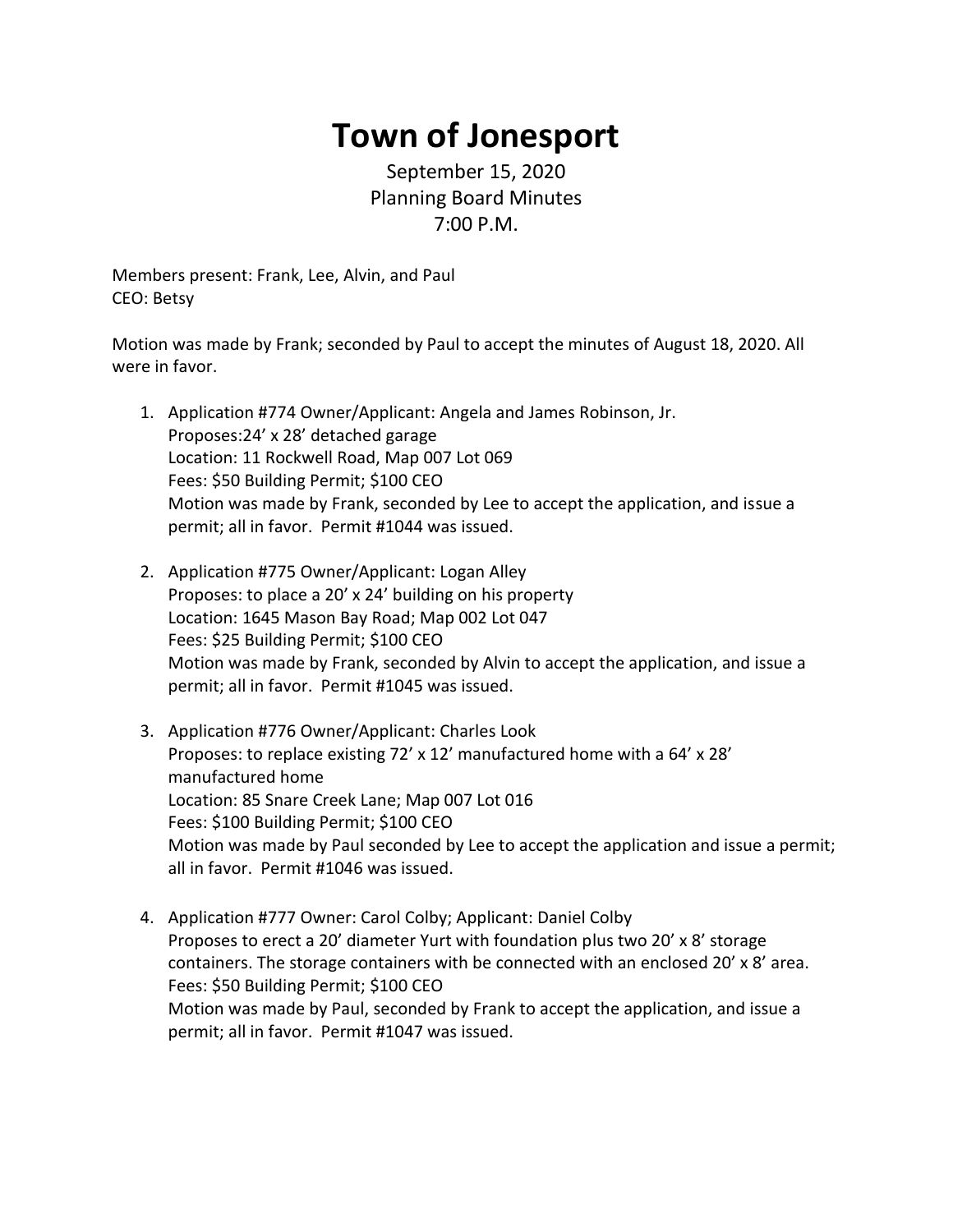# Town of Jonesport

September 15, 2020
Planning Board Minutes
7:00 P.M.

Members present: Frank, Lee, Alvin, and Paul
CEO: Betsy

Motion was made by Frank; seconded by Paul to accept the minutes of August 18, 2020. All were in favor.

1. Application #774 Owner/Applicant: Angela and James Robinson, Jr.
   Proposes:24' x 28' detached garage
   Location: 11 Rockwell Road, Map 007 Lot 069
   Fees: $50 Building Permit; $100 CEO
   Motion was made by Frank, seconded by Lee to accept the application, and issue a permit; all in favor. Permit #1044 was issued.

2. Application #775 Owner/Applicant: Logan Alley
   Proposes: to place a 20' x 24' building on his property
   Location: 1645 Mason Bay Road; Map 002 Lot 047
   Fees: $25 Building Permit; $100 CEO
   Motion was made by Frank, seconded by Alvin to accept the application, and issue a permit; all in favor. Permit #1045 was issued.

3. Application #776 Owner/Applicant: Charles Look
   Proposes: to replace existing 72' x 12' manufactured home with a 64' x 28' manufactured home
   Location: 85 Snare Creek Lane; Map 007 Lot 016
   Fees: $100 Building Permit; $100 CEO
   Motion was made by Paul seconded by Lee to accept the application and issue a permit; all in favor. Permit #1046 was issued.

4. Application #777 Owner: Carol Colby; Applicant: Daniel Colby
   Proposes to erect a 20' diameter Yurt with foundation plus two 20' x 8' storage containers. The storage containers with be connected with an enclosed 20' x 8' area.
   Fees: $50 Building Permit; $100 CEO
   Motion was made by Paul, seconded by Frank to accept the application, and issue a permit; all in favor. Permit #1047 was issued.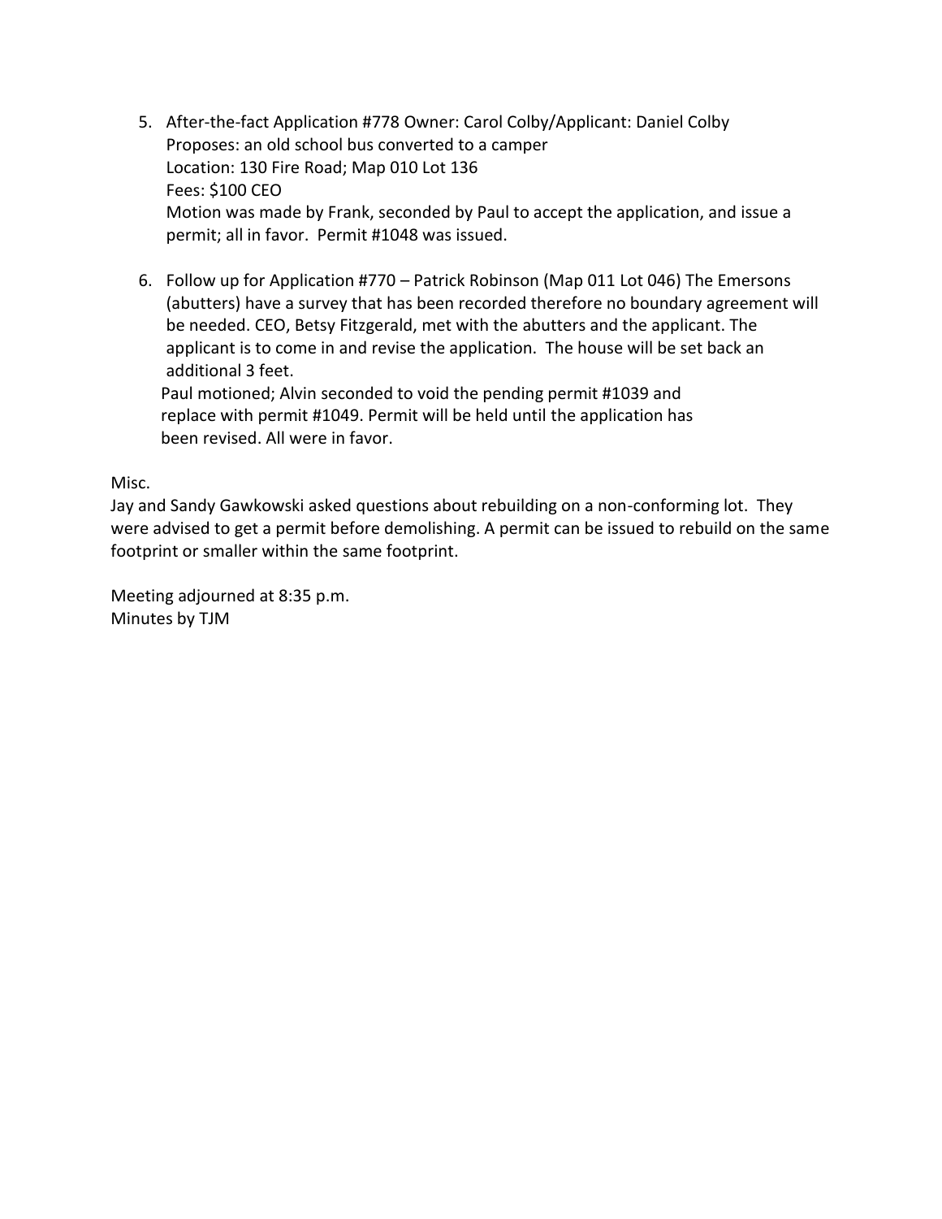5. After-the-fact Application #778 Owner: Carol Colby/Applicant: Daniel Colby
   Proposes: an old school bus converted to a camper
   Location: 130 Fire Road; Map 010 Lot 136
   Fees: $100 CEO
   Motion was made by Frank, seconded by Paul to accept the application, and issue a permit; all in favor. Permit #1048 was issued.

6. Follow up for Application #770 – Patrick Robinson (Map 011 Lot 046) The Emersons (abutters) have a survey that has been recorded therefore no boundary agreement will be needed. CEO, Betsy Fitzgerald, met with the abutters and the applicant. The applicant is to come in and revise the application. The house will be set back an additional 3 feet.
   Paul motioned; Alvin seconded to void the pending permit #1039 and replace with permit #1049. Permit will be held until the application has been revised. All were in favor.

Misc.
Jay and Sandy Gawkowski asked questions about rebuilding on a non-conforming lot. They were advised to get a permit before demolishing. A permit can be issued to rebuild on the same footprint or smaller within the same footprint.

Meeting adjourned at 8:35 p.m.
Minutes by TJM